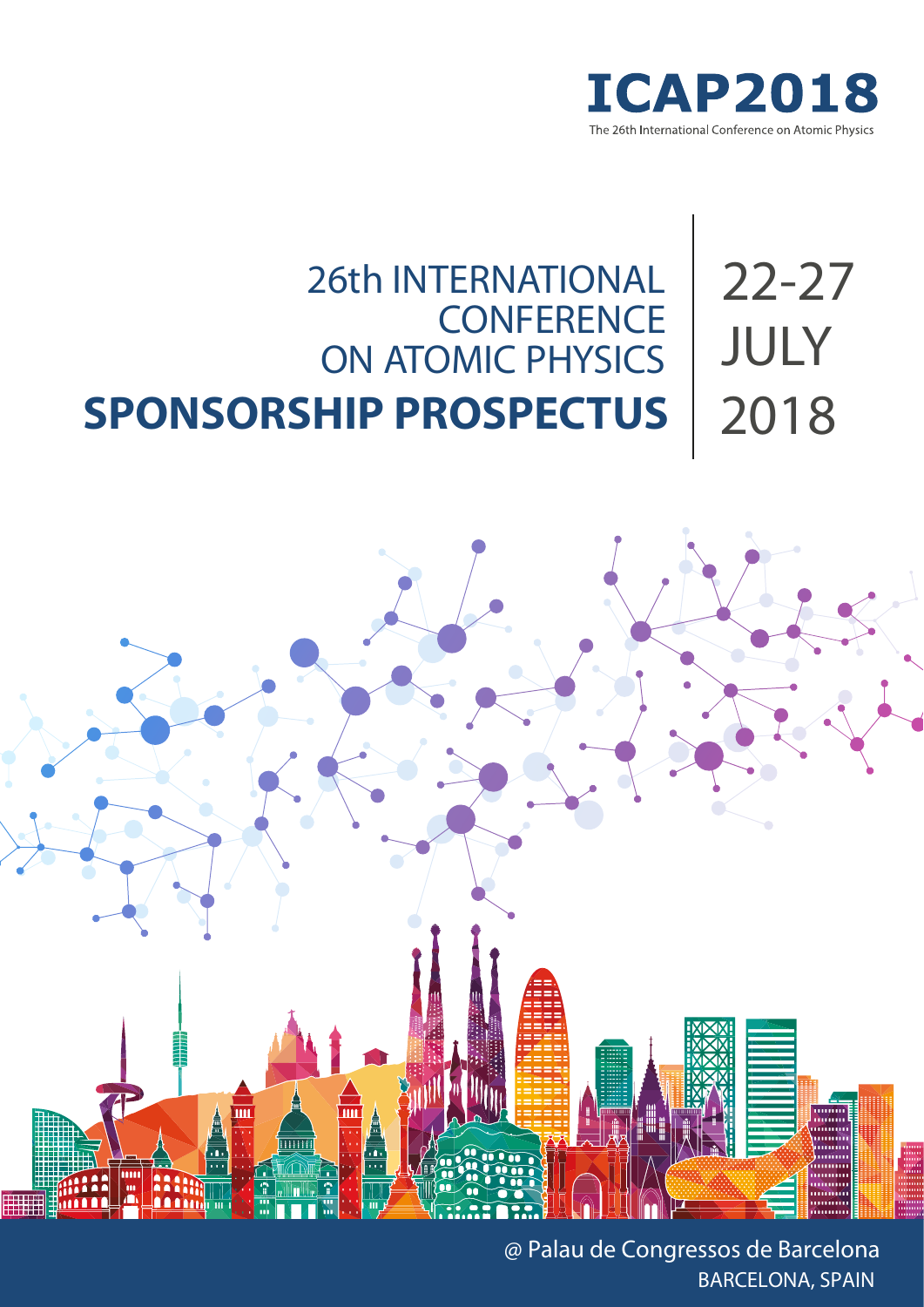# ICAP2018

The 26th International Conference on Atomic Physics

## 26th INTERNATIONAL CONFERENCE ON ATOMIC PHYSICS

# SPONSORSHIP PROSPECTUS

22-27 JULY 2018

@ Palau de Congressos de Barcelona

BARCELONA, SPAIN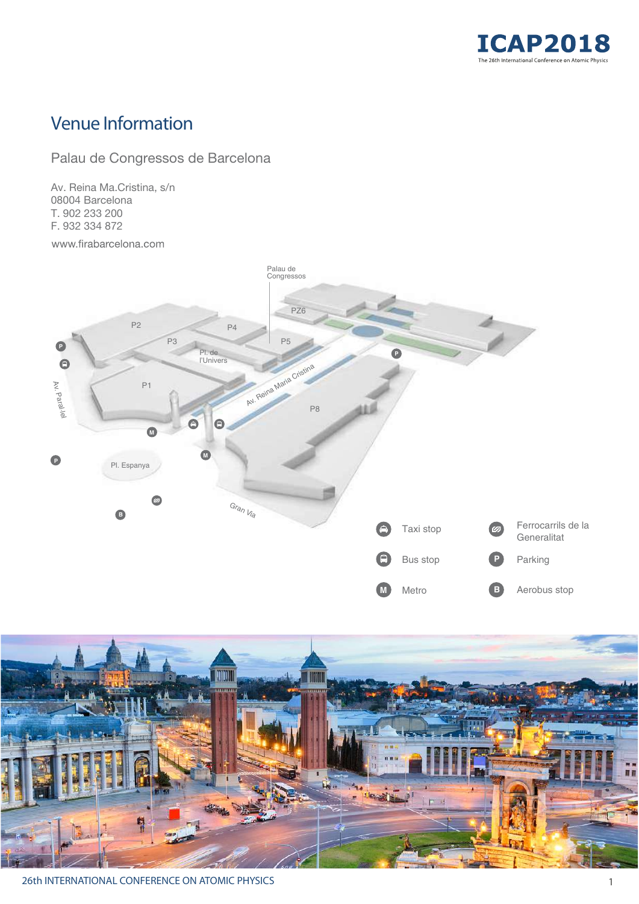# Venue Information

## Palau de Congressos de Barcelona

Av. Reina Ma.Cristina, s/n
08004 Barcelona
T. 902 233 200
F. 932 334 872

www.firabarcelona.com

Palau de Congressos

PZ6

P2 P4 P3 P5 Pl. de l'Univers P1 P8

Av. Reina Maria Cristina

Av. Paral·lel

Pl. Espanya

Gran Via

| | | | |
|---|---|---|---|
| | Taxi stop | | Ferrocarrils de la Generalitat |
| | Bus stop | P | Parking |
| M | Metro | B | Aerobus stop |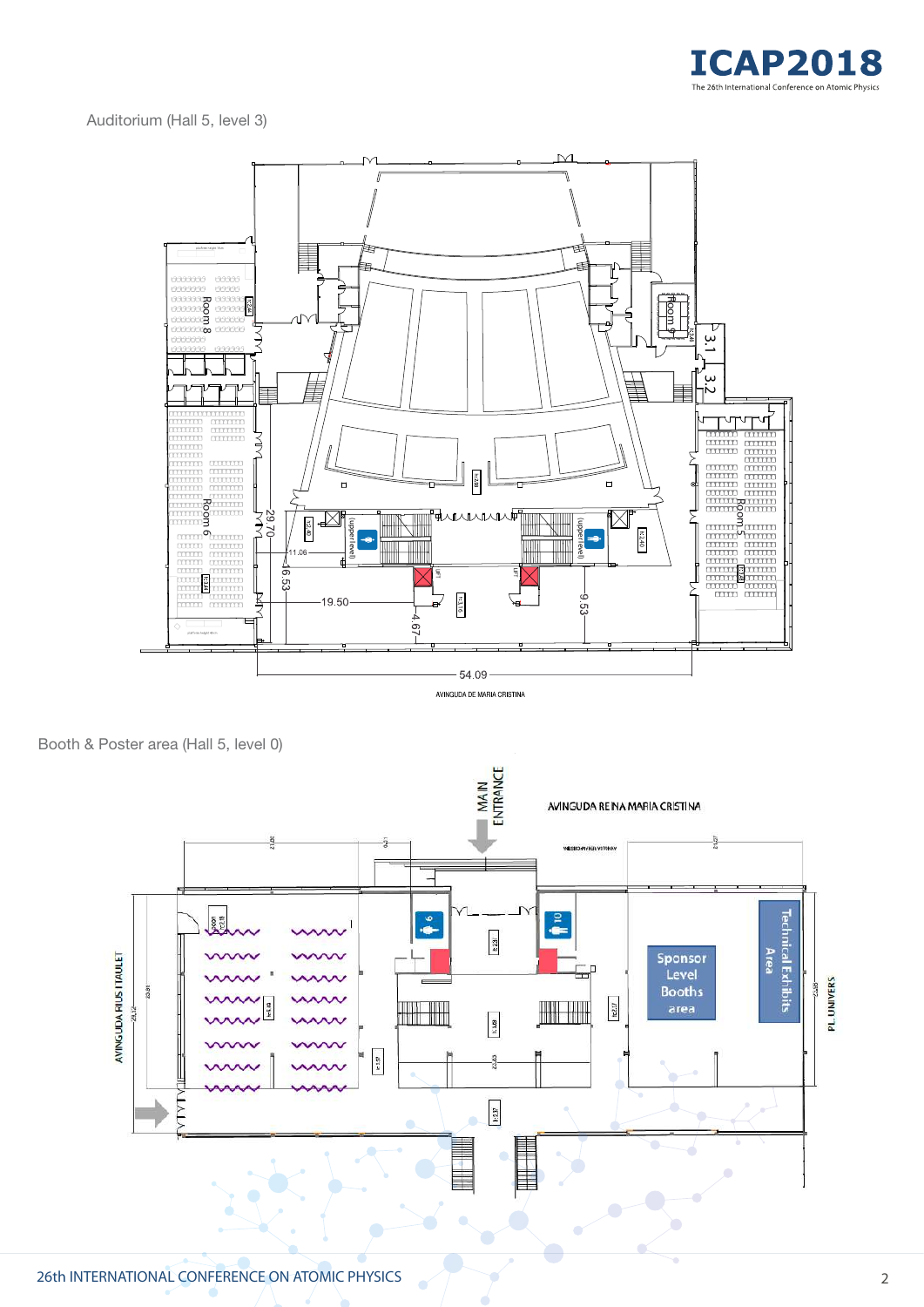Auditorium (Hall 5, level 3)

Booth & Poster area (Hall 5, level 0)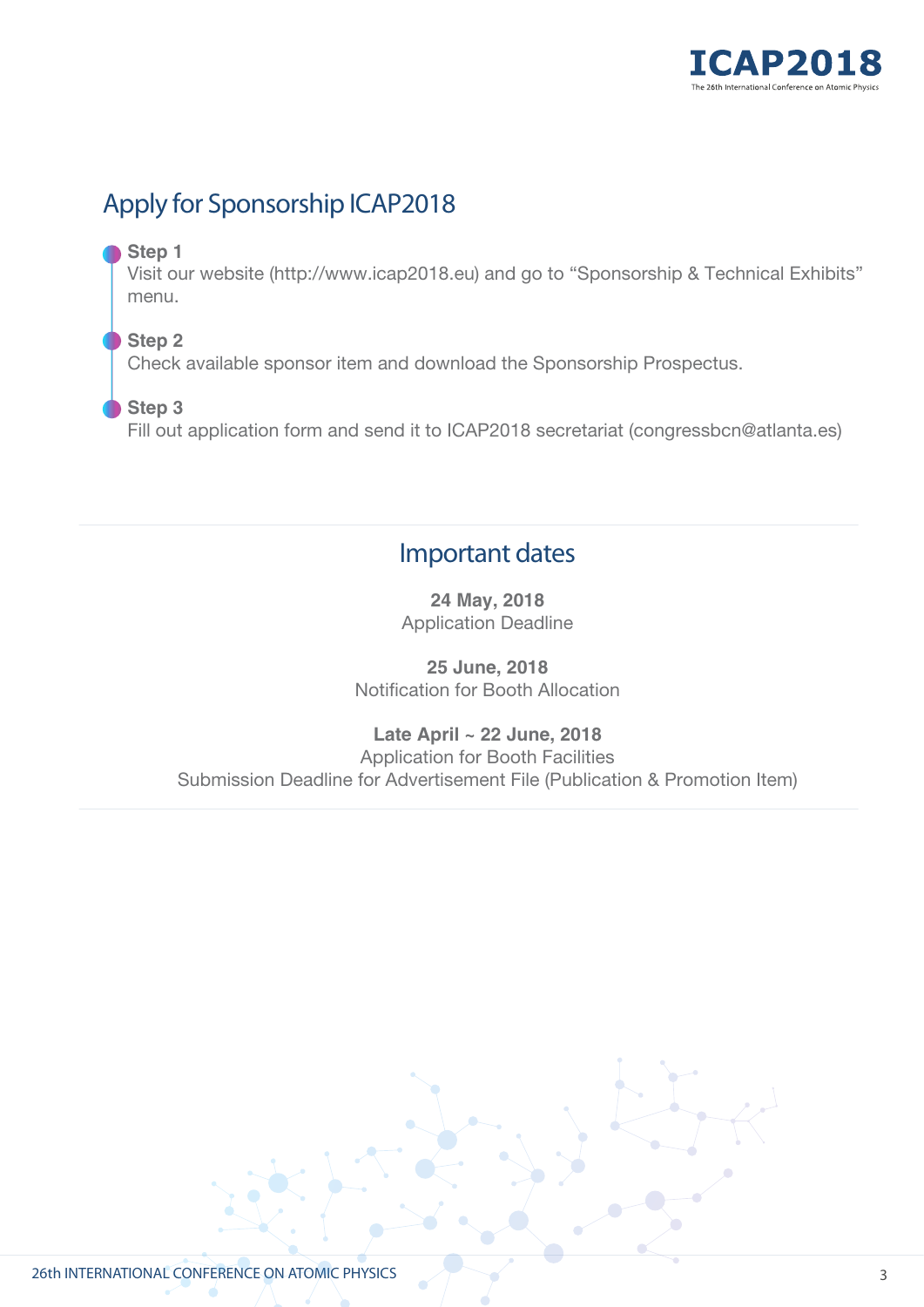## Apply for Sponsorship ICAP2018

**Step 1**
Visit our website (http://www.icap2018.eu) and go to “Sponsorship & Technical Exhibits” menu.

**Step 2**
Check available sponsor item and download the Sponsorship Prospectus.

**Step 3**
Fill out application form and send it to ICAP2018 secretariat (congressbcn@atlanta.es)

## Important dates

**24 May, 2018**
Application Deadline

**25 June, 2018**
Notification for Booth Allocation

**Late April ~ 22 June, 2018**
Application for Booth Facilities
Submission Deadline for Advertisement File (Publication & Promotion Item)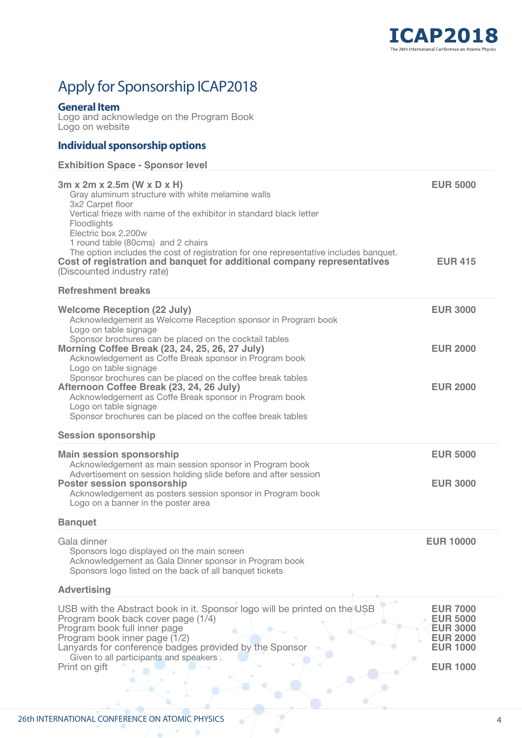# Apply for Sponsorship ICAP2018

## General Item

Logo and acknowledge on the Program Book
Logo on website

## Individual sponsorship options

### Exhibition Space - Sponsor level

**3m x 2m x 2.5m (W x D x H)** — **EUR 5000**

- Gray aluminum structure with white melamine walls
- 3x2 Carpet floor
- Vertical frieze with name of the exhibitor in standard black letter
- Floodlights
- Electric box 2.200w
- 1 round table (80cms) and 2 chairs
- The option includes the cost of registration for one representative includes banquet.

**Cost of registration and banquet for additional company representatives** (Discounted industry rate) — **EUR 415**

### Refreshment breaks

**Welcome Reception (22 July)** — **EUR 3000**

- Acknowledgement as Welcome Reception sponsor in Program book
- Logo on table signage
- Sponsor brochures can be placed on the cocktail tables

**Morning Coffee Break (23, 24, 25, 26, 27 July)** — **EUR 2000**

- Acknowledgement as Coffe Break sponsor in Program book
- Logo on table signage
- Sponsor brochures can be placed on the coffee break tables

**Afternoon Coffee Break (23, 24, 26 July)** — **EUR 2000**

- Acknowledgement as Coffe Break sponsor in Program book
- Logo on table signage
- Sponsor brochures can be placed on the coffee break tables

### Session sponsorship

**Main session sponsorship** — **EUR 5000**

- Acknowledgement as main session sponsor in Program book
- Advertisement on session holding slide before and after session

**Poster session sponsorship** — **EUR 3000**

- Acknowledgement as posters session sponsor in Program book
- Logo on a banner in the poster area

### Banquet

Gala dinner — **EUR 10000**

- Sponsors logo displayed on the main screen
- Acknowledgement as Gala Dinner sponsor in Program book
- Sponsors logo listed on the back of all banquet tickets

### Advertising

| Item | Price |
|---|---|
| USB with the Abstract book in it. Sponsor logo will be printed on the USB | **EUR 7000** |
| Program book back cover page (1/4) | **EUR 5000** |
| Program book full inner page | **EUR 3000** |
| Program book inner page (1/2) | **EUR 2000** |
| Lanyards for conference badges provided by the Sponsor<br>Given to all participants and speakers | **EUR 1000** |
| Print on gift | **EUR 1000** |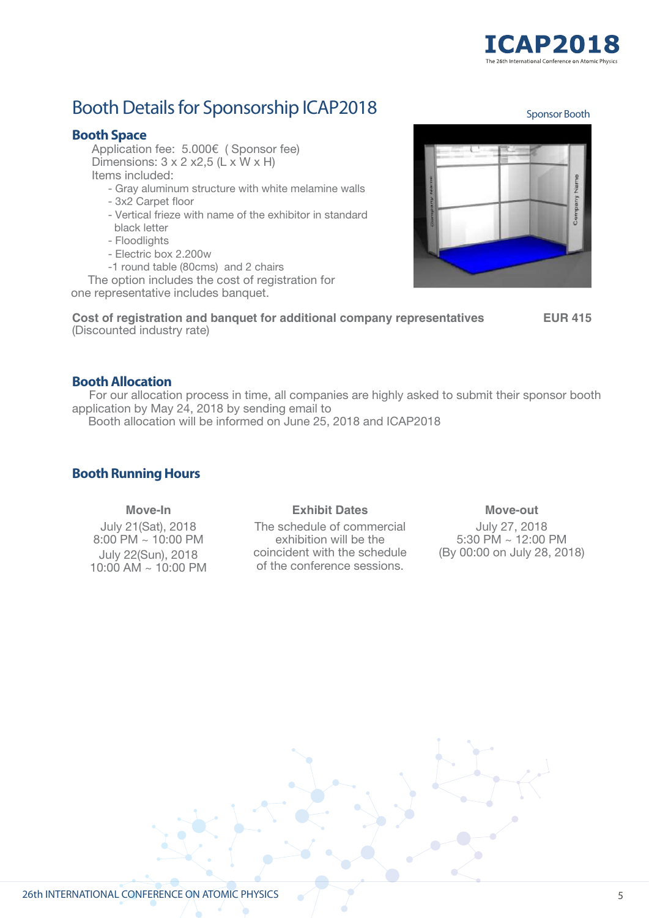# Booth Details for Sponsorship ICAP2018

Sponsor Booth

## Booth Space

Application fee: 5.000€ ( Sponsor fee)
Dimensions: 3 x 2 x2,5 (L x W x H)
Items included:

- Gray aluminum structure with white melamine walls
- 3x2 Carpet floor
- Vertical frieze with name of the exhibitor in standard black letter
- Floodlights
- Electric box 2.200w
- 1 round table (80cms) and 2 chairs

The option includes the cost of registration for one representative includes banquet.

**Cost of registration and banquet for additional company representatives** **EUR 415**
(Discounted industry rate)

## Booth Allocation

For our allocation process in time, all companies are highly asked to submit their sponsor booth application by May 24, 2018 by sending email to
Booth allocation will be informed on June 25, 2018 and ICAP2018

## Booth Running Hours

| Move-In | Exhibit Dates | Move-out |
|---|---|---|
| July 21(Sat), 2018<br>8:00 PM ~ 10:00 PM<br>July 22(Sun), 2018<br>10:00 AM ~ 10:00 PM | The schedule of commercial exhibition will be the coincident with the schedule of the conference sessions. | July 27, 2018<br>5:30 PM ~ 12:00 PM<br>(By 00:00 on July 28, 2018) |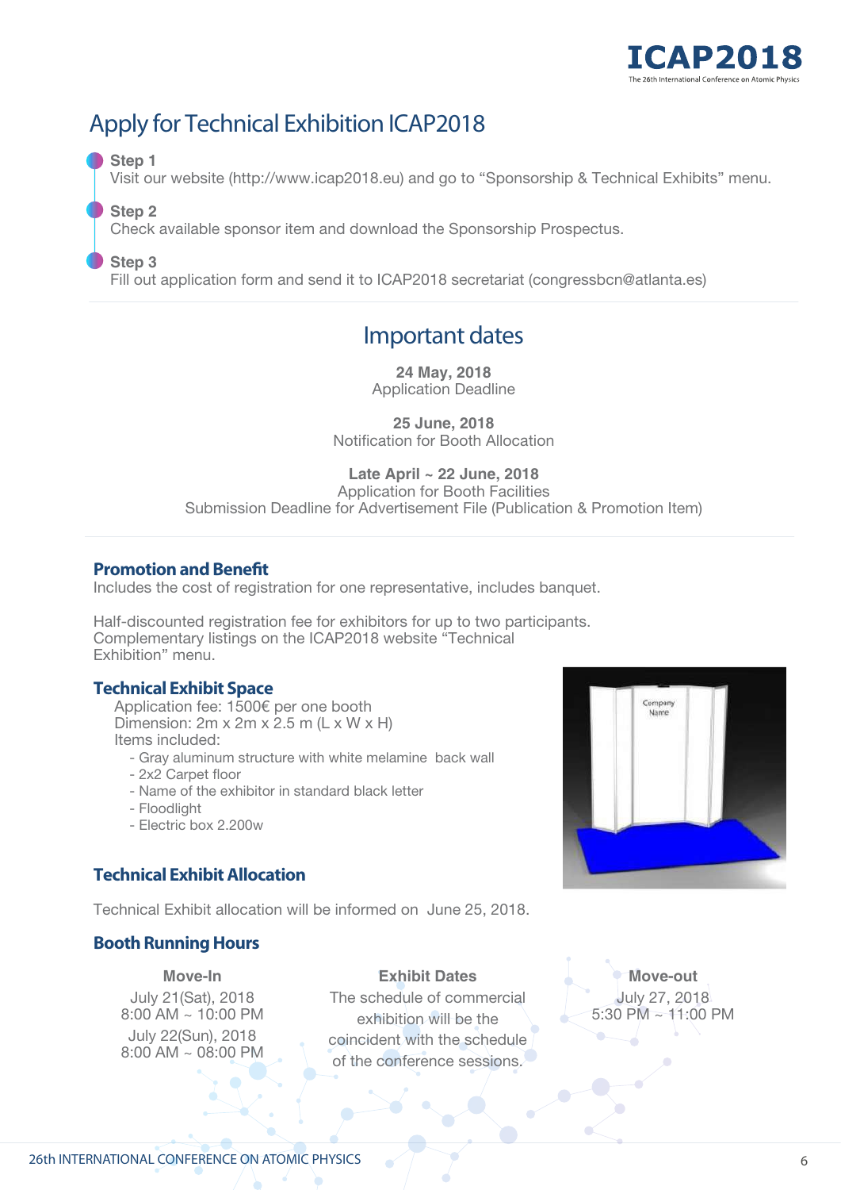# Apply for Technical Exhibition ICAP2018

**Step 1**
Visit our website (http://www.icap2018.eu) and go to "Sponsorship & Technical Exhibits" menu.

**Step 2**
Check available sponsor item and download the Sponsorship Prospectus.

**Step 3**
Fill out application form and send it to ICAP2018 secretariat (congressbcn@atlanta.es)

## Important dates

**24 May, 2018**
Application Deadline

**25 June, 2018**
Notification for Booth Allocation

**Late April ~ 22 June, 2018**
Application for Booth Facilities
Submission Deadline for Advertisement File (Publication & Promotion Item)

### Promotion and Benefit

Includes the cost of registration for one representative, includes banquet.

Half-discounted registration fee for exhibitors for up to two participants.
Complementary listings on the ICAP2018 website "Technical Exhibition" menu.

### Technical Exhibit Space

Application fee: 1500€ per one booth
Dimension: 2m x 2m x 2.5 m (L x W x H)
Items included:

- Gray aluminum structure with white melamine back wall
- 2x2 Carpet floor
- Name of the exhibitor in standard black letter
- Floodlight
- Electric box 2.200w

### Technical Exhibit Allocation

Technical Exhibit allocation will be informed on June 25, 2018.

### Booth Running Hours

**Move-In**
July 21(Sat), 2018
8:00 AM ~ 10:00 PM
July 22(Sun), 2018
8:00 AM ~ 08:00 PM

**Exhibit Dates**
The schedule of commercial exhibition will be the coincident with the schedule of the conference sessions.

**Move-out**
July 27, 2018
5:30 PM ~ 11:00 PM